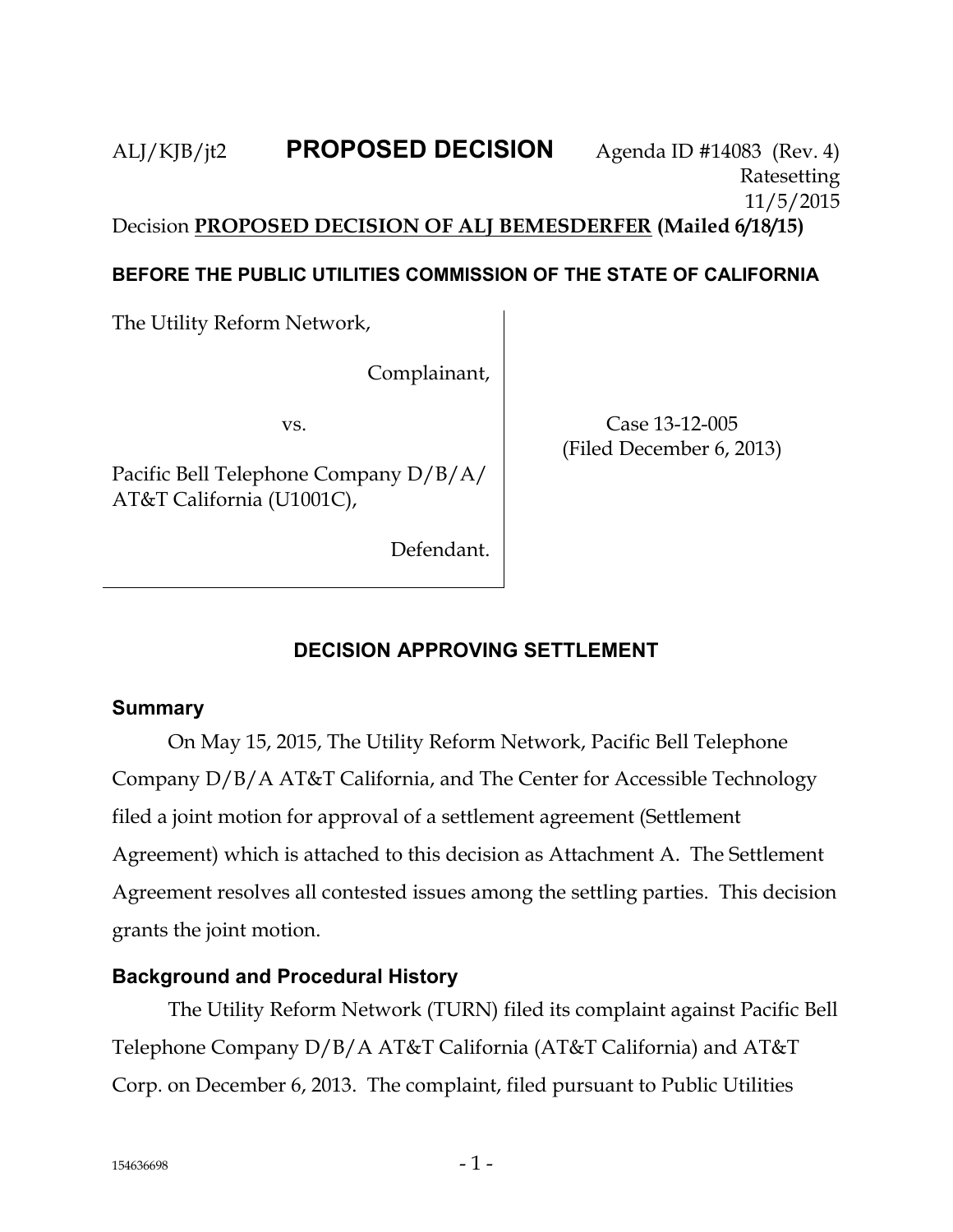ALJ/KJB/jt2 **PROPOSED DECISION** Agenda ID #14083 (Rev. 4)
Ratesetting
11/5/2015

Decision **PROPOSED DECISION OF ALJ BEMESDERFER (Mailed 6/18/15)**

**BEFORE THE PUBLIC UTILITIES COMMISSION OF THE STATE OF CALIFORNIA**

| | |
|---|---|
| The Utility Reform Network,<br><br>Complainant,<br><br>vs.<br><br>Pacific Bell Telephone Company D/B/A/ AT&T California (U1001C),<br><br>Defendant. | Case 13-12-005<br>(Filed December 6, 2013) |

## DECISION APPROVING SETTLEMENT

### Summary

On May 15, 2015, The Utility Reform Network, Pacific Bell Telephone Company D/B/A AT&T California, and The Center for Accessible Technology filed a joint motion for approval of a settlement agreement (Settlement Agreement) which is attached to this decision as Attachment A. The Settlement Agreement resolves all contested issues among the settling parties. This decision grants the joint motion.

### Background and Procedural History

The Utility Reform Network (TURN) filed its complaint against Pacific Bell Telephone Company D/B/A AT&T California (AT&T California) and AT&T Corp. on December 6, 2013. The complaint, filed pursuant to Public Utilities

154636698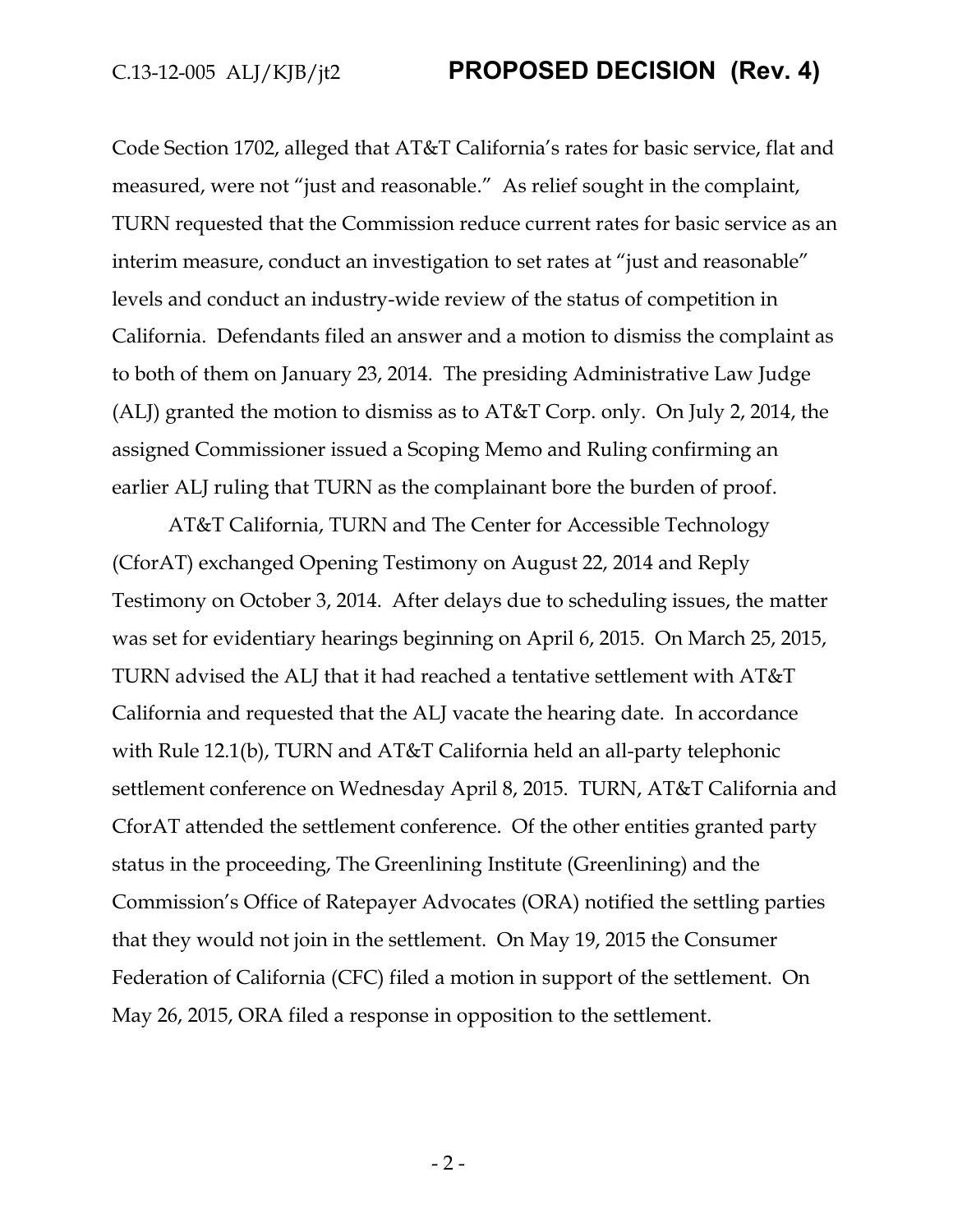Code Section 1702, alleged that AT&T California's rates for basic service, flat and measured, were not "just and reasonable." As relief sought in the complaint, TURN requested that the Commission reduce current rates for basic service as an interim measure, conduct an investigation to set rates at "just and reasonable" levels and conduct an industry-wide review of the status of competition in California. Defendants filed an answer and a motion to dismiss the complaint as to both of them on January 23, 2014. The presiding Administrative Law Judge (ALJ) granted the motion to dismiss as to AT&T Corp. only. On July 2, 2014, the assigned Commissioner issued a Scoping Memo and Ruling confirming an earlier ALJ ruling that TURN as the complainant bore the burden of proof.

AT&T California, TURN and The Center for Accessible Technology (CforAT) exchanged Opening Testimony on August 22, 2014 and Reply Testimony on October 3, 2014. After delays due to scheduling issues, the matter was set for evidentiary hearings beginning on April 6, 2015. On March 25, 2015, TURN advised the ALJ that it had reached a tentative settlement with AT&T California and requested that the ALJ vacate the hearing date. In accordance with Rule 12.1(b), TURN and AT&T California held an all-party telephonic settlement conference on Wednesday April 8, 2015. TURN, AT&T California and CforAT attended the settlement conference. Of the other entities granted party status in the proceeding, The Greenlining Institute (Greenlining) and the Commission's Office of Ratepayer Advocates (ORA) notified the settling parties that they would not join in the settlement. On May 19, 2015 the Consumer Federation of California (CFC) filed a motion in support of the settlement. On May 26, 2015, ORA filed a response in opposition to the settlement.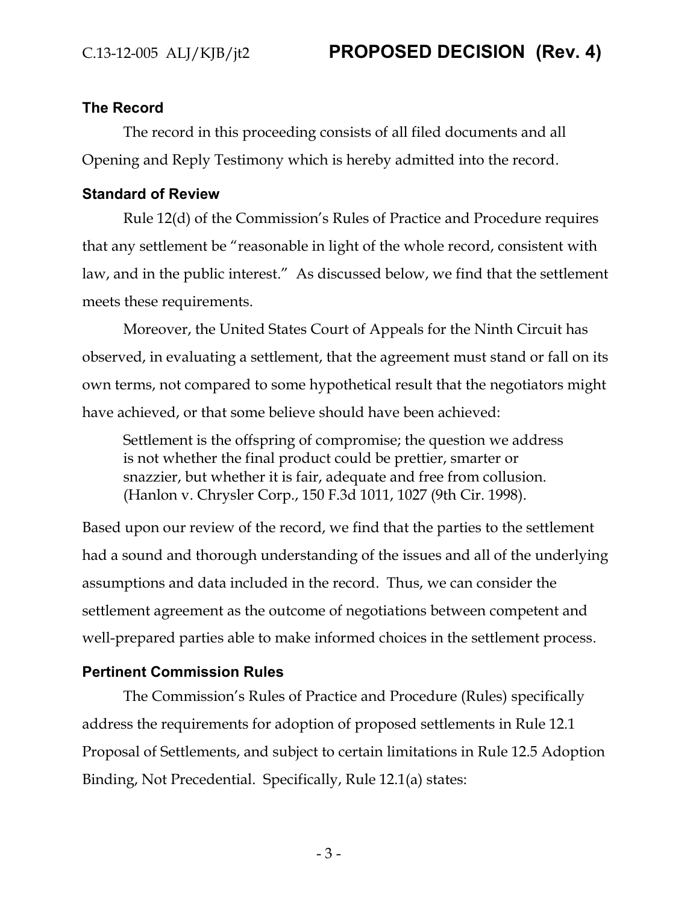### The Record

The record in this proceeding consists of all filed documents and all Opening and Reply Testimony which is hereby admitted into the record.

### Standard of Review

Rule 12(d) of the Commission's Rules of Practice and Procedure requires that any settlement be "reasonable in light of the whole record, consistent with law, and in the public interest." As discussed below, we find that the settlement meets these requirements.

Moreover, the United States Court of Appeals for the Ninth Circuit has observed, in evaluating a settlement, that the agreement must stand or fall on its own terms, not compared to some hypothetical result that the negotiators might have achieved, or that some believe should have been achieved:

> Settlement is the offspring of compromise; the question we address is not whether the final product could be prettier, smarter or snazzier, but whether it is fair, adequate and free from collusion. (Hanlon v. Chrysler Corp., 150 F.3d 1011, 1027 (9th Cir. 1998).

Based upon our review of the record, we find that the parties to the settlement had a sound and thorough understanding of the issues and all of the underlying assumptions and data included in the record. Thus, we can consider the settlement agreement as the outcome of negotiations between competent and well-prepared parties able to make informed choices in the settlement process.

### Pertinent Commission Rules

The Commission's Rules of Practice and Procedure (Rules) specifically address the requirements for adoption of proposed settlements in Rule 12.1 Proposal of Settlements, and subject to certain limitations in Rule 12.5 Adoption Binding, Not Precedential. Specifically, Rule 12.1(a) states: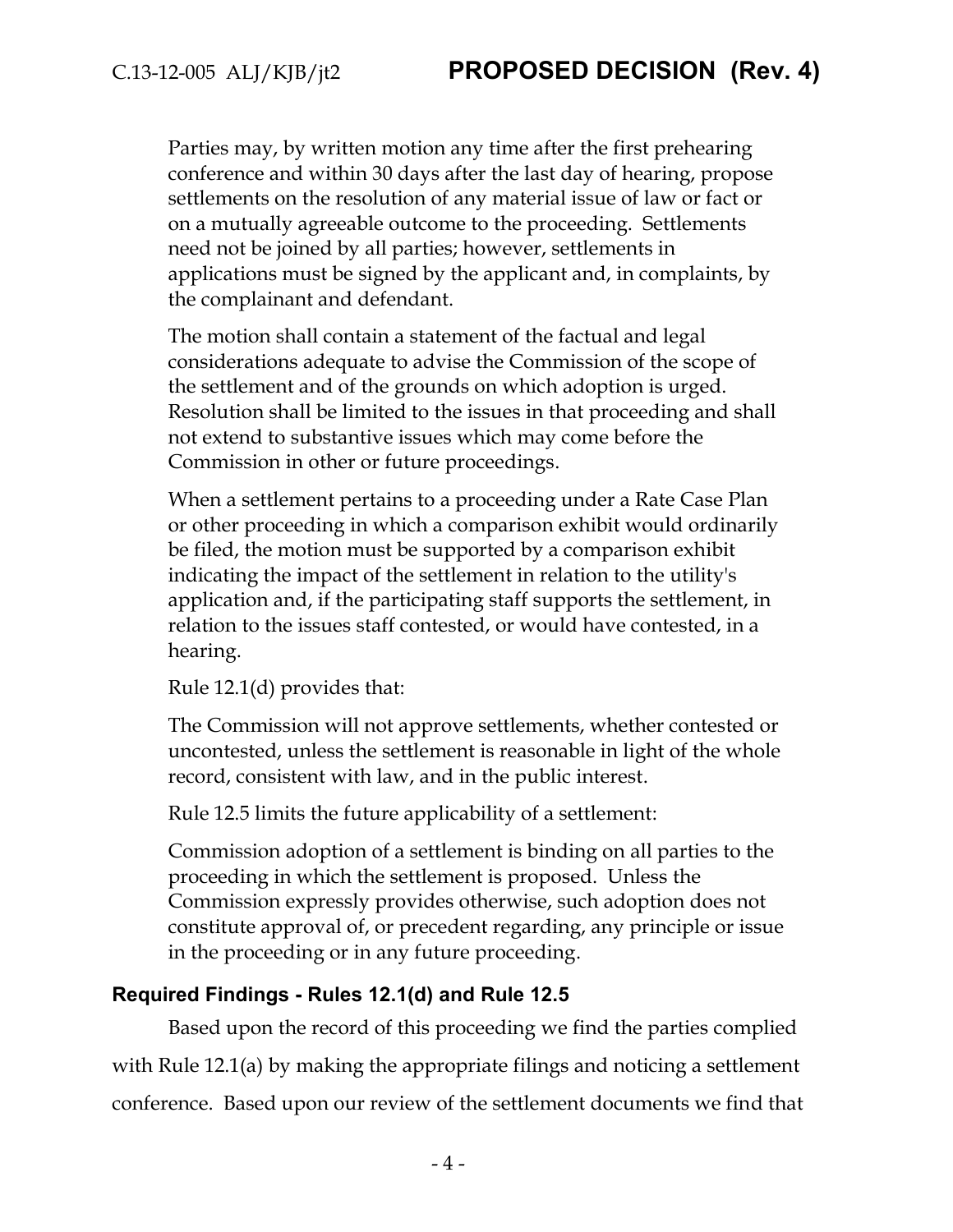> Parties may, by written motion any time after the first prehearing conference and within 30 days after the last day of hearing, propose settlements on the resolution of any material issue of law or fact or on a mutually agreeable outcome to the proceeding. Settlements need not be joined by all parties; however, settlements in applications must be signed by the applicant and, in complaints, by the complainant and defendant.
>
> The motion shall contain a statement of the factual and legal considerations adequate to advise the Commission of the scope of the settlement and of the grounds on which adoption is urged. Resolution shall be limited to the issues in that proceeding and shall not extend to substantive issues which may come before the Commission in other or future proceedings.
>
> When a settlement pertains to a proceeding under a Rate Case Plan or other proceeding in which a comparison exhibit would ordinarily be filed, the motion must be supported by a comparison exhibit indicating the impact of the settlement in relation to the utility's application and, if the participating staff supports the settlement, in relation to the issues staff contested, or would have contested, in a hearing.

Rule 12.1(d) provides that:

> The Commission will not approve settlements, whether contested or uncontested, unless the settlement is reasonable in light of the whole record, consistent with law, and in the public interest.

Rule 12.5 limits the future applicability of a settlement:

> Commission adoption of a settlement is binding on all parties to the proceeding in which the settlement is proposed. Unless the Commission expressly provides otherwise, such adoption does not constitute approval of, or precedent regarding, any principle or issue in the proceeding or in any future proceeding.

### Required Findings - Rules 12.1(d) and Rule 12.5

Based upon the record of this proceeding we find the parties complied with Rule 12.1(a) by making the appropriate filings and noticing a settlement conference. Based upon our review of the settlement documents we find that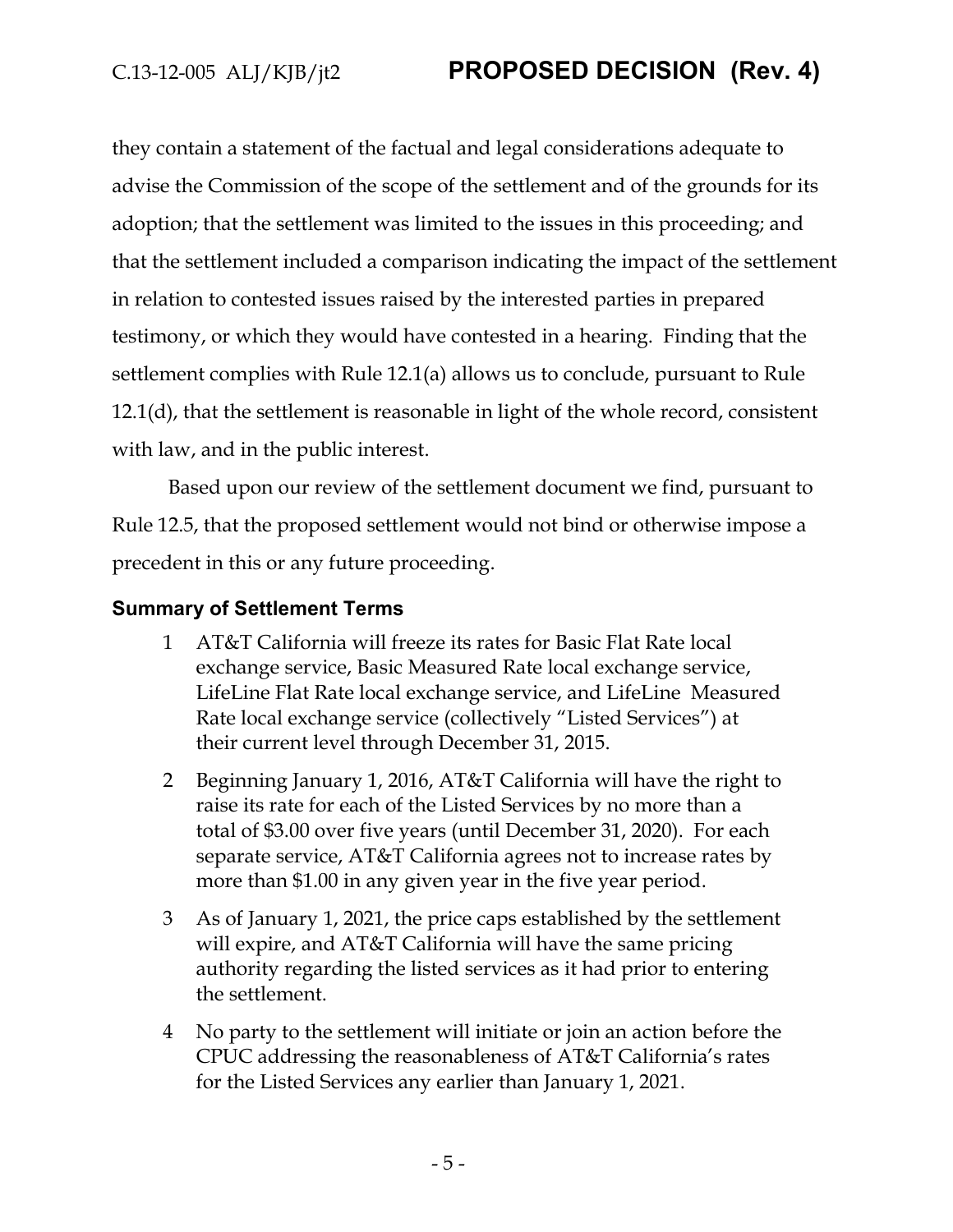they contain a statement of the factual and legal considerations adequate to advise the Commission of the scope of the settlement and of the grounds for its adoption; that the settlement was limited to the issues in this proceeding; and that the settlement included a comparison indicating the impact of the settlement in relation to contested issues raised by the interested parties in prepared testimony, or which they would have contested in a hearing. Finding that the settlement complies with Rule 12.1(a) allows us to conclude, pursuant to Rule 12.1(d), that the settlement is reasonable in light of the whole record, consistent with law, and in the public interest.

Based upon our review of the settlement document we find, pursuant to Rule 12.5, that the proposed settlement would not bind or otherwise impose a precedent in this or any future proceeding.

## Summary of Settlement Terms

1 AT&T California will freeze its rates for Basic Flat Rate local exchange service, Basic Measured Rate local exchange service, LifeLine Flat Rate local exchange service, and LifeLine Measured Rate local exchange service (collectively "Listed Services") at their current level through December 31, 2015.

2 Beginning January 1, 2016, AT&T California will have the right to raise its rate for each of the Listed Services by no more than a total of $3.00 over five years (until December 31, 2020). For each separate service, AT&T California agrees not to increase rates by more than $1.00 in any given year in the five year period.

3 As of January 1, 2021, the price caps established by the settlement will expire, and AT&T California will have the same pricing authority regarding the listed services as it had prior to entering the settlement.

4 No party to the settlement will initiate or join an action before the CPUC addressing the reasonableness of AT&T California's rates for the Listed Services any earlier than January 1, 2021.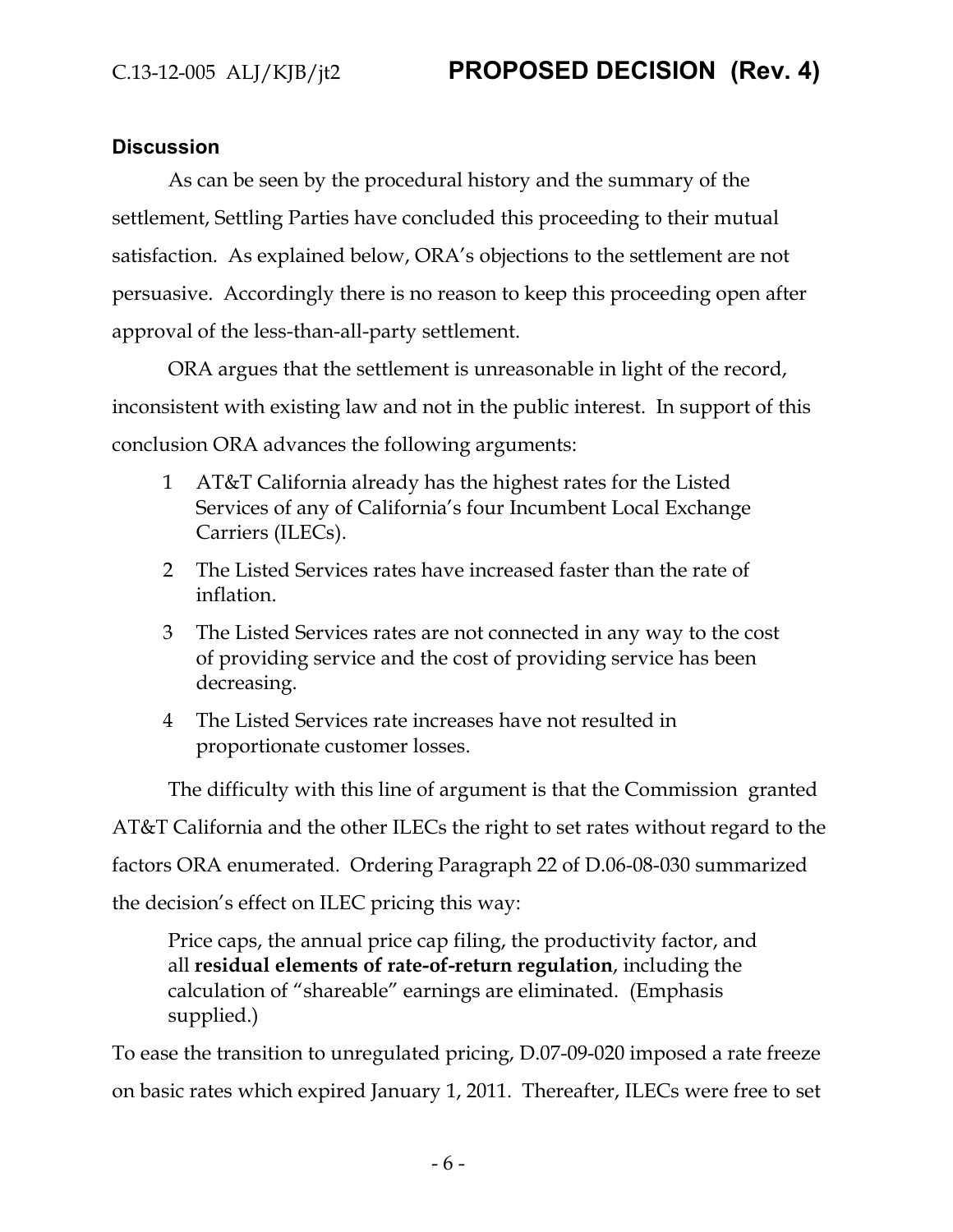### Discussion

As can be seen by the procedural history and the summary of the settlement, Settling Parties have concluded this proceeding to their mutual satisfaction. As explained below, ORA's objections to the settlement are not persuasive. Accordingly there is no reason to keep this proceeding open after approval of the less-than-all-party settlement.

ORA argues that the settlement is unreasonable in light of the record, inconsistent with existing law and not in the public interest. In support of this conclusion ORA advances the following arguments:

1. AT&T California already has the highest rates for the Listed Services of any of California's four Incumbent Local Exchange Carriers (ILECs).
2. The Listed Services rates have increased faster than the rate of inflation.
3. The Listed Services rates are not connected in any way to the cost of providing service and the cost of providing service has been decreasing.
4. The Listed Services rate increases have not resulted in proportionate customer losses.

The difficulty with this line of argument is that the Commission granted AT&T California and the other ILECs the right to set rates without regard to the factors ORA enumerated. Ordering Paragraph 22 of D.06-08-030 summarized the decision's effect on ILEC pricing this way:

> Price caps, the annual price cap filing, the productivity factor, and all **residual elements of rate-of-return regulation**, including the calculation of "shareable" earnings are eliminated. (Emphasis supplied.)

To ease the transition to unregulated pricing, D.07-09-020 imposed a rate freeze on basic rates which expired January 1, 2011. Thereafter, ILECs were free to set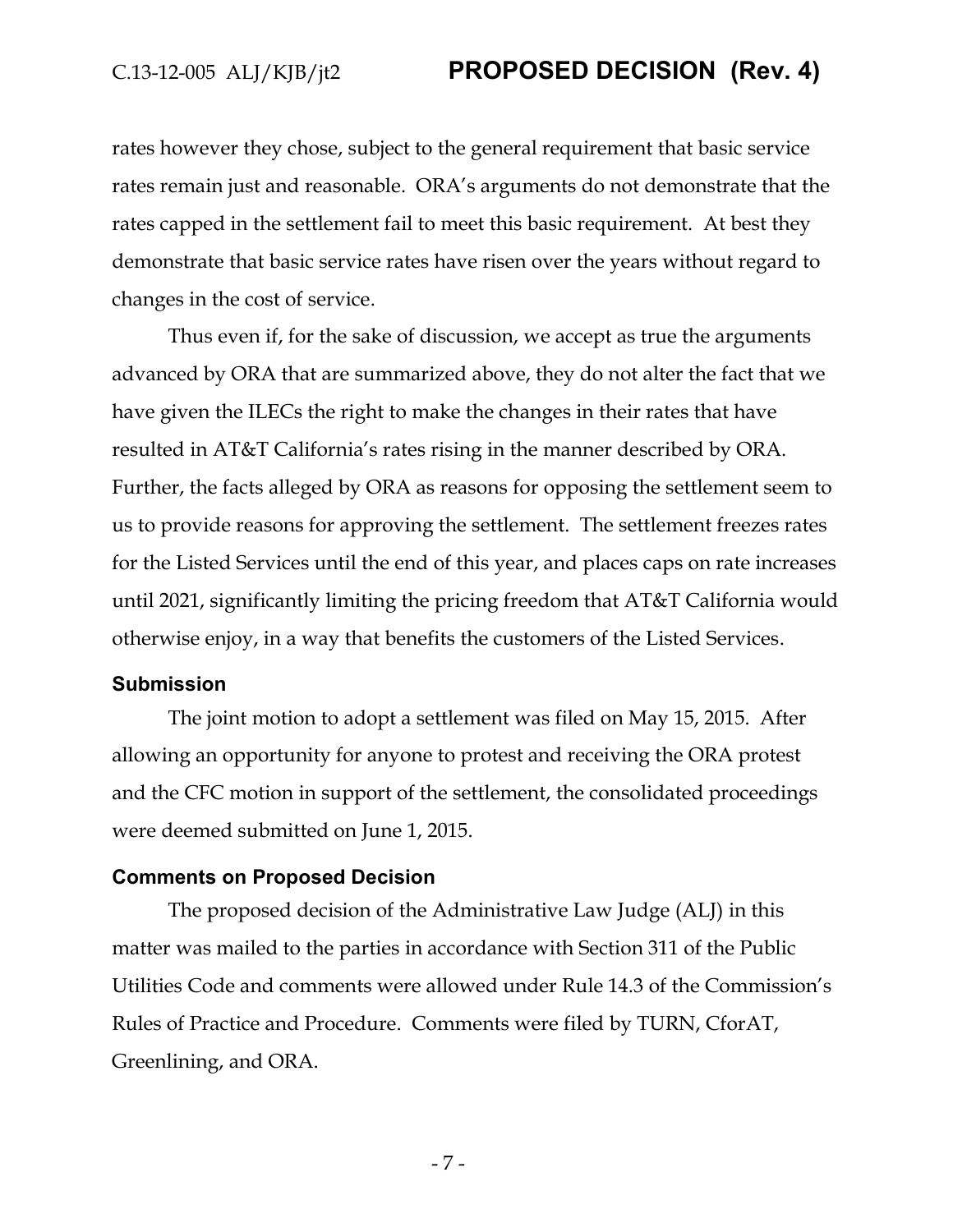rates however they chose, subject to the general requirement that basic service rates remain just and reasonable. ORA's arguments do not demonstrate that the rates capped in the settlement fail to meet this basic requirement. At best they demonstrate that basic service rates have risen over the years without regard to changes in the cost of service.

Thus even if, for the sake of discussion, we accept as true the arguments advanced by ORA that are summarized above, they do not alter the fact that we have given the ILECs the right to make the changes in their rates that have resulted in AT&T California's rates rising in the manner described by ORA. Further, the facts alleged by ORA as reasons for opposing the settlement seem to us to provide reasons for approving the settlement. The settlement freezes rates for the Listed Services until the end of this year, and places caps on rate increases until 2021, significantly limiting the pricing freedom that AT&T California would otherwise enjoy, in a way that benefits the customers of the Listed Services.

### Submission

The joint motion to adopt a settlement was filed on May 15, 2015. After allowing an opportunity for anyone to protest and receiving the ORA protest and the CFC motion in support of the settlement, the consolidated proceedings were deemed submitted on June 1, 2015.

### Comments on Proposed Decision

The proposed decision of the Administrative Law Judge (ALJ) in this matter was mailed to the parties in accordance with Section 311 of the Public Utilities Code and comments were allowed under Rule 14.3 of the Commission's Rules of Practice and Procedure. Comments were filed by TURN, CforAT, Greenlining, and ORA.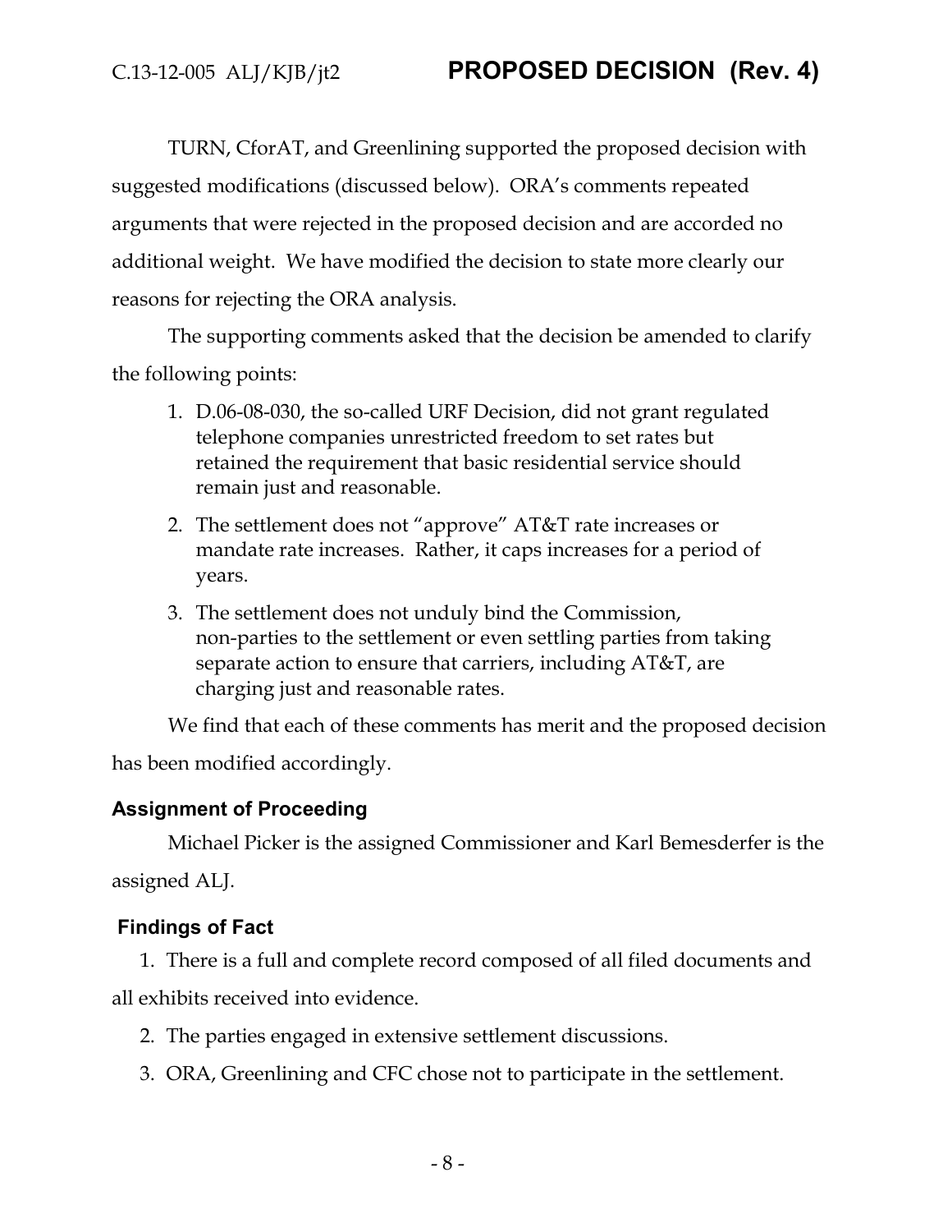TURN, CforAT, and Greenlining supported the proposed decision with suggested modifications (discussed below). ORA's comments repeated arguments that were rejected in the proposed decision and are accorded no additional weight. We have modified the decision to state more clearly our reasons for rejecting the ORA analysis.

The supporting comments asked that the decision be amended to clarify the following points:

1. D.06-08-030, the so-called URF Decision, did not grant regulated telephone companies unrestricted freedom to set rates but retained the requirement that basic residential service should remain just and reasonable.
2. The settlement does not "approve" AT&T rate increases or mandate rate increases. Rather, it caps increases for a period of years.
3. The settlement does not unduly bind the Commission, non-parties to the settlement or even settling parties from taking separate action to ensure that carriers, including AT&T, are charging just and reasonable rates.

We find that each of these comments has merit and the proposed decision has been modified accordingly.

## Assignment of Proceeding

Michael Picker is the assigned Commissioner and Karl Bemesderfer is the assigned ALJ.

## Findings of Fact

1. There is a full and complete record composed of all filed documents and all exhibits received into evidence.
2. The parties engaged in extensive settlement discussions.
3. ORA, Greenlining and CFC chose not to participate in the settlement.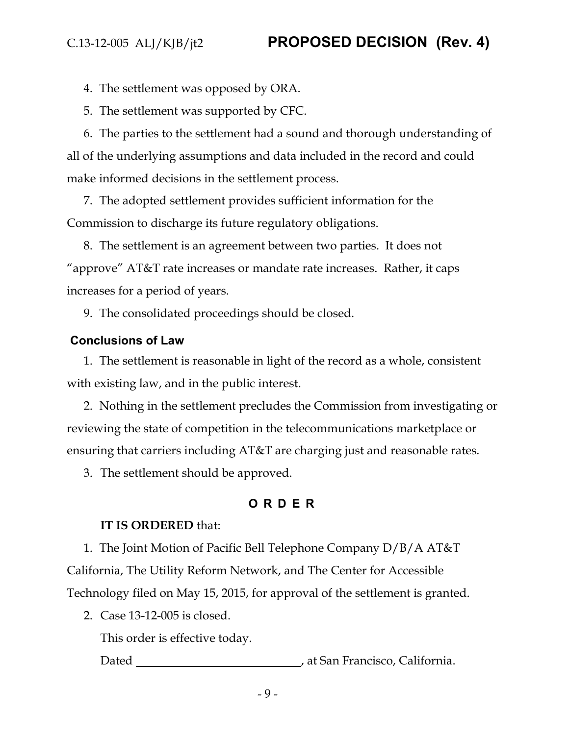4. The settlement was opposed by ORA.
5. The settlement was supported by CFC.
6. The parties to the settlement had a sound and thorough understanding of all of the underlying assumptions and data included in the record and could make informed decisions in the settlement process.
7. The adopted settlement provides sufficient information for the Commission to discharge its future regulatory obligations.
8. The settlement is an agreement between two parties. It does not "approve" AT&T rate increases or mandate rate increases. Rather, it caps increases for a period of years.
9. The consolidated proceedings should be closed.

## Conclusions of Law

1. The settlement is reasonable in light of the record as a whole, consistent with existing law, and in the public interest.
2. Nothing in the settlement precludes the Commission from investigating or reviewing the state of competition in the telecommunications marketplace or ensuring that carriers including AT&T are charging just and reasonable rates.
3. The settlement should be approved.

## O R D E R

**IT IS ORDERED** that:

1. The Joint Motion of Pacific Bell Telephone Company D/B/A AT&T California, The Utility Reform Network, and The Center for Accessible Technology filed on May 15, 2015, for approval of the settlement is granted.
2. Case 13-12-005 is closed.

This order is effective today.

Dated ____________________________, at San Francisco, California.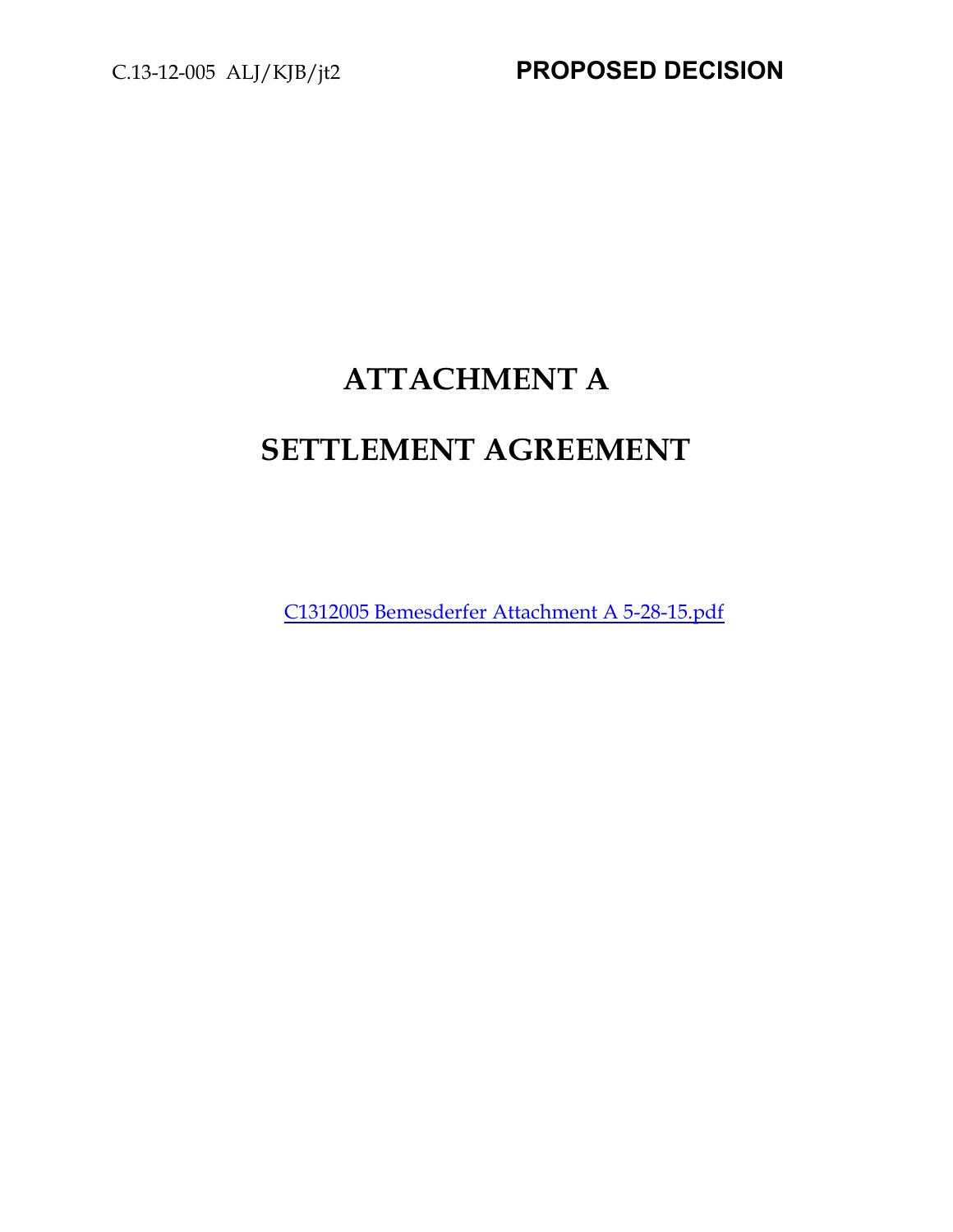# ATTACHMENT A

# SETTLEMENT AGREEMENT

C1312005 Bemesderfer Attachment A 5-28-15.pdf